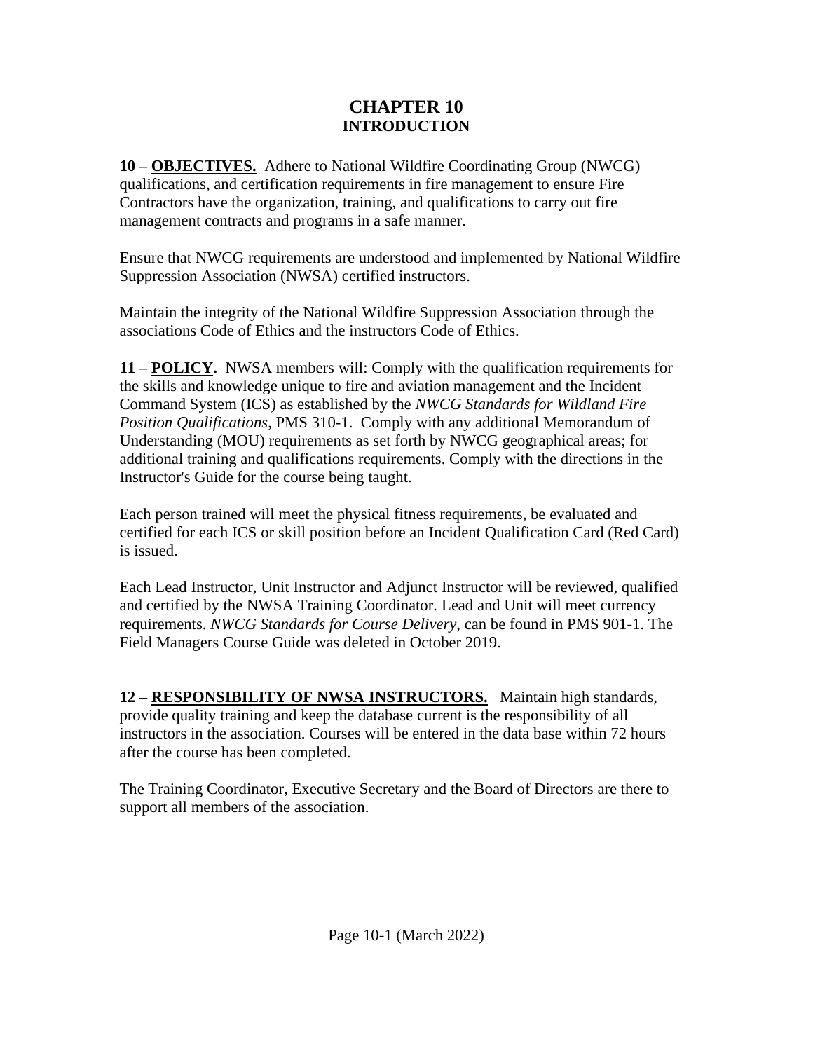# CHAPTER 10
## INTRODUCTION

**10 – OBJECTIVES.** Adhere to National Wildfire Coordinating Group (NWCG) qualifications, and certification requirements in fire management to ensure Fire Contractors have the organization, training, and qualifications to carry out fire management contracts and programs in a safe manner.

Ensure that NWCG requirements are understood and implemented by National Wildfire Suppression Association (NWSA) certified instructors.

Maintain the integrity of the National Wildfire Suppression Association through the associations Code of Ethics and the instructors Code of Ethics.

**11 – POLICY.** NWSA members will: Comply with the qualification requirements for the skills and knowledge unique to fire and aviation management and the Incident Command System (ICS) as established by the *NWCG Standards for Wildland Fire Position Qualifications*, PMS 310-1. Comply with any additional Memorandum of Understanding (MOU) requirements as set forth by NWCG geographical areas; for additional training and qualifications requirements. Comply with the directions in the Instructor's Guide for the course being taught.

Each person trained will meet the physical fitness requirements, be evaluated and certified for each ICS or skill position before an Incident Qualification Card (Red Card) is issued.

Each Lead Instructor, Unit Instructor and Adjunct Instructor will be reviewed, qualified and certified by the NWSA Training Coordinator. Lead and Unit will meet currency requirements. *NWCG Standards for Course Delivery*, can be found in PMS 901-1. The Field Managers Course Guide was deleted in October 2019.

**12 – RESPONSIBILITY OF NWSA INSTRUCTORS.** Maintain high standards, provide quality training and keep the database current is the responsibility of all instructors in the association. Courses will be entered in the data base within 72 hours after the course has been completed.

The Training Coordinator, Executive Secretary and the Board of Directors are there to support all members of the association.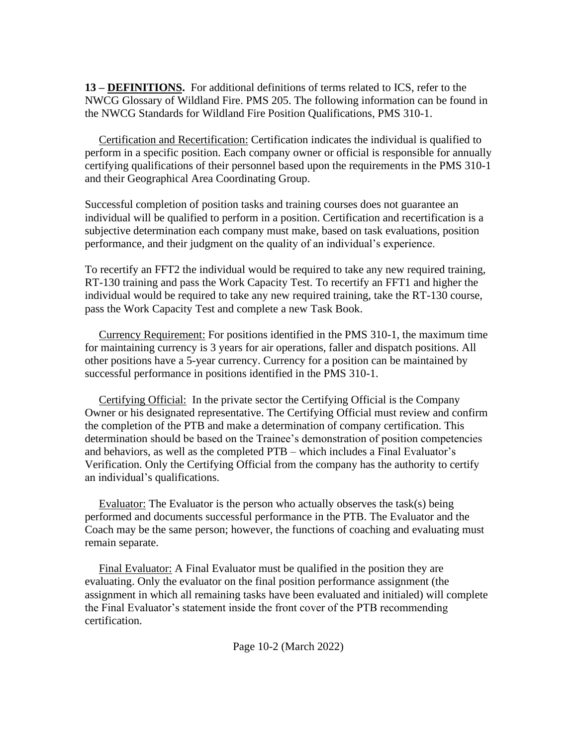**13 – DEFINITIONS.** For additional definitions of terms related to ICS, refer to the NWCG Glossary of Wildland Fire. PMS 205. The following information can be found in the NWCG Standards for Wildland Fire Position Qualifications, PMS 310-1.

Certification and Recertification: Certification indicates the individual is qualified to perform in a specific position. Each company owner or official is responsible for annually certifying qualifications of their personnel based upon the requirements in the PMS 310-1 and their Geographical Area Coordinating Group.

Successful completion of position tasks and training courses does not guarantee an individual will be qualified to perform in a position. Certification and recertification is a subjective determination each company must make, based on task evaluations, position performance, and their judgment on the quality of an individual's experience.

To recertify an FFT2 the individual would be required to take any new required training, RT-130 training and pass the Work Capacity Test. To recertify an FFT1 and higher the individual would be required to take any new required training, take the RT-130 course, pass the Work Capacity Test and complete a new Task Book.

Currency Requirement: For positions identified in the PMS 310-1, the maximum time for maintaining currency is 3 years for air operations, faller and dispatch positions. All other positions have a 5-year currency. Currency for a position can be maintained by successful performance in positions identified in the PMS 310-1.

Certifying Official: In the private sector the Certifying Official is the Company Owner or his designated representative. The Certifying Official must review and confirm the completion of the PTB and make a determination of company certification. This determination should be based on the Trainee's demonstration of position competencies and behaviors, as well as the completed PTB – which includes a Final Evaluator's Verification. Only the Certifying Official from the company has the authority to certify an individual's qualifications.

Evaluator: The Evaluator is the person who actually observes the task(s) being performed and documents successful performance in the PTB. The Evaluator and the Coach may be the same person; however, the functions of coaching and evaluating must remain separate.

Final Evaluator: A Final Evaluator must be qualified in the position they are evaluating. Only the evaluator on the final position performance assignment (the assignment in which all remaining tasks have been evaluated and initialed) will complete the Final Evaluator's statement inside the front cover of the PTB recommending certification.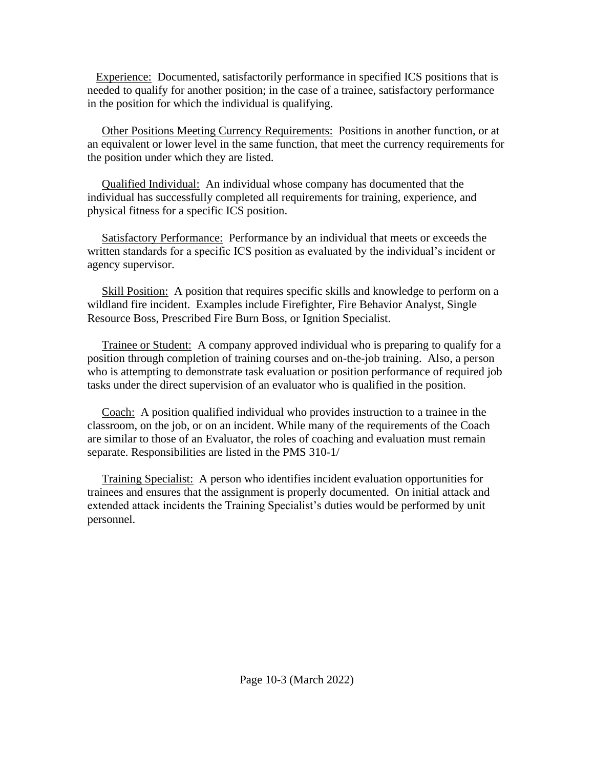Experience: Documented, satisfactorily performance in specified ICS positions that is needed to qualify for another position; in the case of a trainee, satisfactory performance in the position for which the individual is qualifying.

Other Positions Meeting Currency Requirements: Positions in another function, or at an equivalent or lower level in the same function, that meet the currency requirements for the position under which they are listed.

Qualified Individual: An individual whose company has documented that the individual has successfully completed all requirements for training, experience, and physical fitness for a specific ICS position.

Satisfactory Performance: Performance by an individual that meets or exceeds the written standards for a specific ICS position as evaluated by the individual's incident or agency supervisor.

Skill Position: A position that requires specific skills and knowledge to perform on a wildland fire incident. Examples include Firefighter, Fire Behavior Analyst, Single Resource Boss, Prescribed Fire Burn Boss, or Ignition Specialist.

Trainee or Student: A company approved individual who is preparing to qualify for a position through completion of training courses and on-the-job training. Also, a person who is attempting to demonstrate task evaluation or position performance of required job tasks under the direct supervision of an evaluator who is qualified in the position.

Coach: A position qualified individual who provides instruction to a trainee in the classroom, on the job, or on an incident. While many of the requirements of the Coach are similar to those of an Evaluator, the roles of coaching and evaluation must remain separate. Responsibilities are listed in the PMS 310-1/

Training Specialist: A person who identifies incident evaluation opportunities for trainees and ensures that the assignment is properly documented. On initial attack and extended attack incidents the Training Specialist's duties would be performed by unit personnel.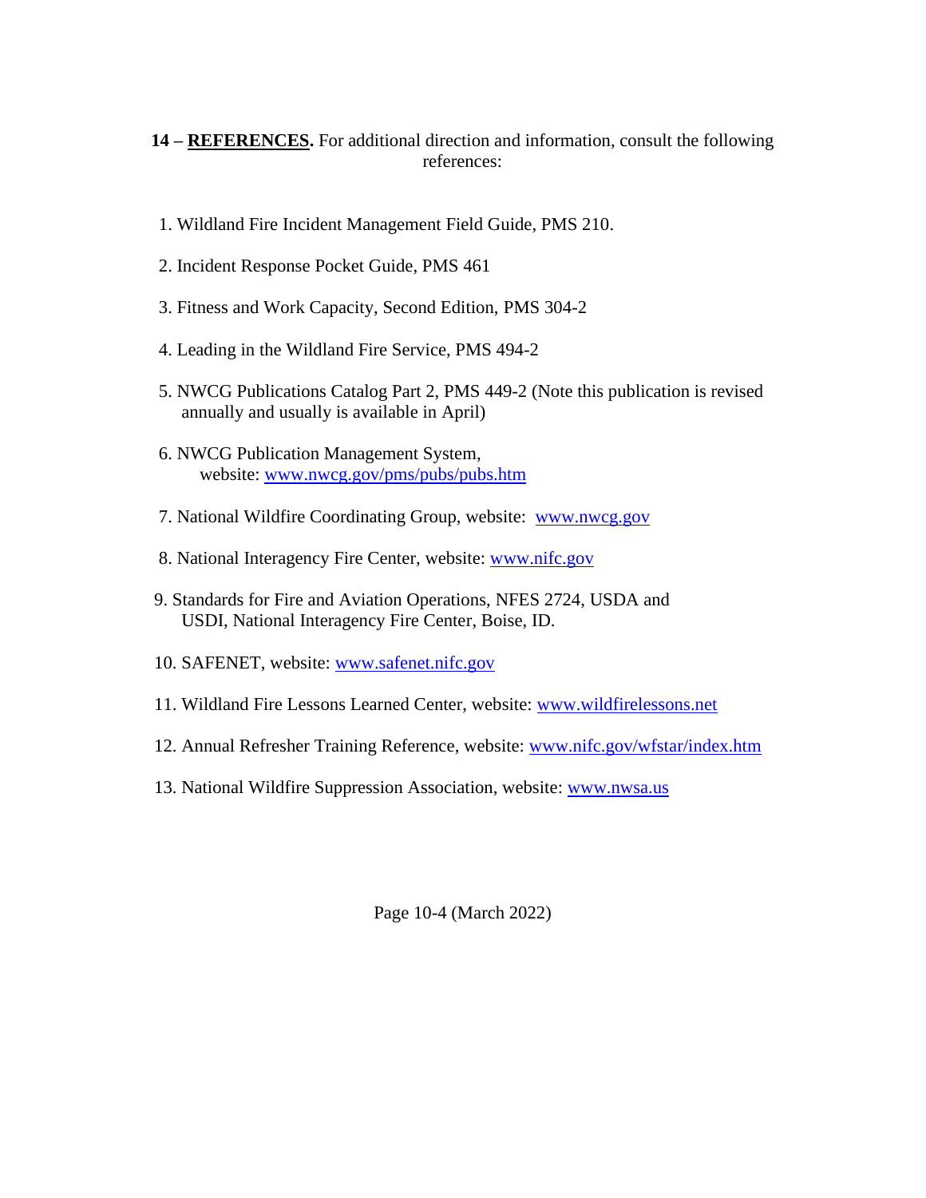**14 – REFERENCES.** For additional direction and information, consult the following references:

1. Wildland Fire Incident Management Field Guide, PMS 210.
2. Incident Response Pocket Guide, PMS 461
3. Fitness and Work Capacity, Second Edition, PMS 304-2
4. Leading in the Wildland Fire Service, PMS 494-2
5. NWCG Publications Catalog Part 2, PMS 449-2 (Note this publication is revised annually and usually is available in April)
6. NWCG Publication Management System, website: www.nwcg.gov/pms/pubs/pubs.htm
7. National Wildfire Coordinating Group, website: www.nwcg.gov
8. National Interagency Fire Center, website: www.nifc.gov
9. Standards for Fire and Aviation Operations, NFES 2724, USDA and USDI, National Interagency Fire Center, Boise, ID.
10. SAFENET, website: www.safenet.nifc.gov
11. Wildland Fire Lessons Learned Center, website: www.wildfirelessons.net
12. Annual Refresher Training Reference, website: www.nifc.gov/wfstar/index.htm
13. National Wildfire Suppression Association, website: www.nwsa.us